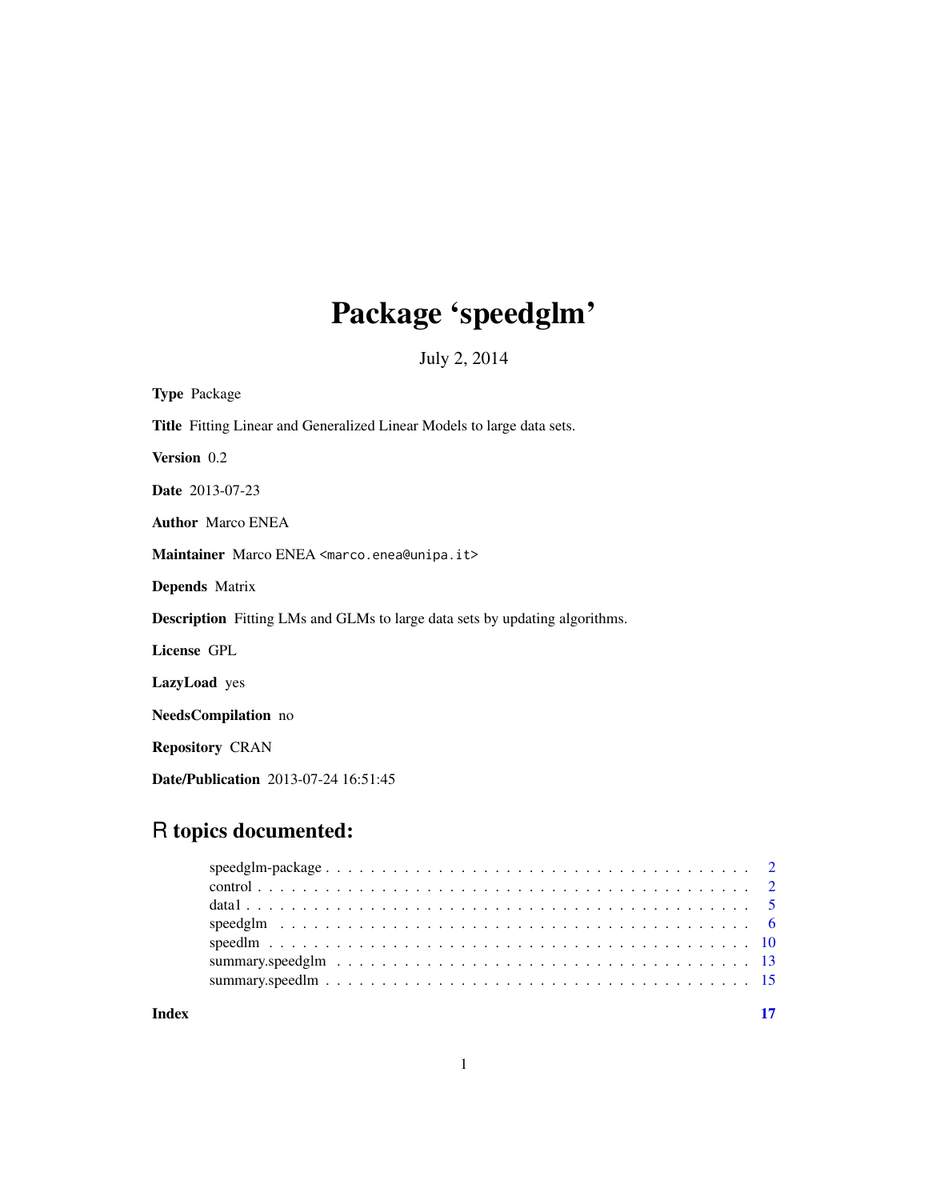# Package 'speedglm'

July 2, 2014

**Type** Package

**Title** Fitting Linear and Generalized Linear Models to large data sets.

**Version** 0.2

**Date** 2013-07-23

**Author** Marco ENEA

**Maintainer** Marco ENEA <marco.enea@unipa.it>

**Depends** Matrix

**Description** Fitting LMs and GLMs to large data sets by updating algorithms.

**License** GPL

**LazyLoad** yes

**NeedsCompilation** no

**Repository** CRAN

**Date/Publication** 2013-07-24 16:51:45

## R topics documented:

| | |
|---|---|
| speedglm-package | 2 |
| control | 2 |
| data1 | 5 |
| speedglm | 6 |
| speedlm | 10 |
| summary.speedglm | 13 |
| summary.speedlm | 15 |
| **Index** | **17** |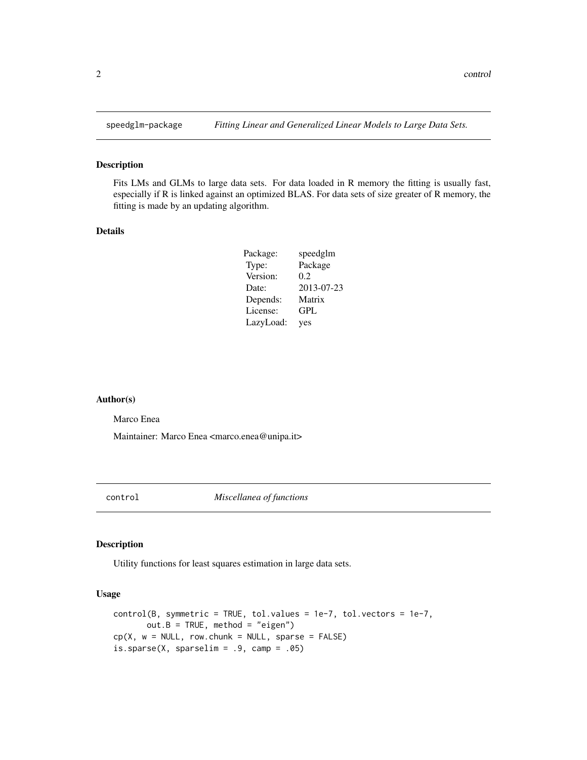## speedglm-package — *Fitting Linear and Generalized Linear Models to Large Data Sets.*

### Description

Fits LMs and GLMs to large data sets. For data loaded in R memory the fitting is usually fast, especially if R is linked against an optimized BLAS. For data sets of size greater of R memory, the fitting is made by an updating algorithm.

### Details

| | |
|---|---|
| Package: | speedglm |
| Type: | Package |
| Version: | 0.2 |
| Date: | 2013-07-23 |
| Depends: | Matrix |
| License: | GPL |
| LazyLoad: | yes |

### Author(s)

Marco Enea

Maintainer: Marco Enea <marco.enea@unipa.it>

## control — *Miscellanea of functions*

### Description

Utility functions for least squares estimation in large data sets.

### Usage

```
control(B, symmetric = TRUE, tol.values = 1e-7, tol.vectors = 1e-7,
       out.B = TRUE, method = "eigen")
cp(X, w = NULL, row.chunk = NULL, sparse = FALSE)
is.sparse(X, sparselim = .9, camp = .05)
```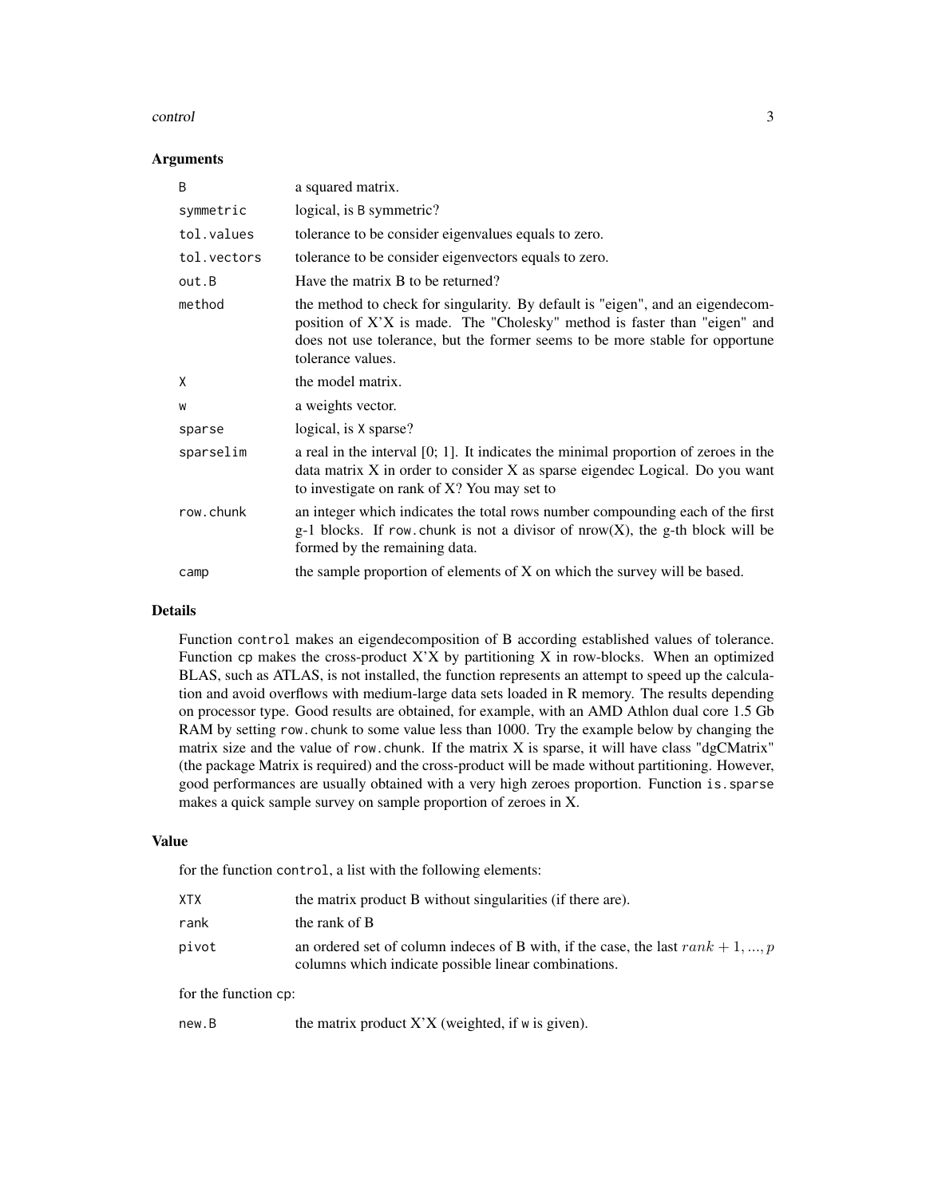### Arguments

| | |
|---|---|
| `B` | a squared matrix. |
| `symmetric` | logical, is `B` symmetric? |
| `tol.values` | tolerance to be consider eigenvalues equals to zero. |
| `tol.vectors` | tolerance to be consider eigenvectors equals to zero. |
| `out.B` | Have the matrix B to be returned? |
| `method` | the method to check for singularity. By default is "eigen", and an eigendecomposition of X'X is made. The "Cholesky" method is faster than "eigen" and does not use tolerance, but the former seems to be more stable for opportune tolerance values. |
| `X` | the model matrix. |
| `w` | a weights vector. |
| `sparse` | logical, is `X` sparse? |
| `sparselim` | a real in the interval [0; 1]. It indicates the minimal proportion of zeroes in the data matrix X in order to consider X as sparse eigendec Logical. Do you want to investigate on rank of X? You may set to |
| `row.chunk` | an integer which indicates the total rows number compounding each of the first g-1 blocks. If `row.chunk` is not a divisor of nrow(X), the g-th block will be formed by the remaining data. |
| `camp` | the sample proportion of elements of X on which the survey will be based. |

### Details

Function `control` makes an eigendecomposition of B according established values of tolerance. Function `cp` makes the cross-product X'X by partitioning X in row-blocks. When an optimized BLAS, such as ATLAS, is not installed, the function represents an attempt to speed up the calculation and avoid overflows with medium-large data sets loaded in R memory. The results depending on processor type. Good results are obtained, for example, with an AMD Athlon dual core 1.5 Gb RAM by setting `row.chunk` to some value less than 1000. Try the example below by changing the matrix size and the value of `row.chunk`. If the matrix X is sparse, it will have class "dgCMatrix" (the package Matrix is required) and the cross-product will be made without partitioning. However, good performances are usually obtained with a very high zeroes proportion. Function `is.sparse` makes a quick sample survey on sample proportion of zeroes in X.

### Value

for the function `control`, a list with the following elements:

| | |
|---|---|
| `XTX` | the matrix product B without singularities (if there are). |
| `rank` | the rank of B |
| `pivot` | an ordered set of column indeces of B with, if the case, the last $rank + 1, ..., p$ columns which indicate possible linear combinations. |

for the function `cp`:

| | |
|---|---|
| `new.B` | the matrix product X'X (weighted, if `w` is given). |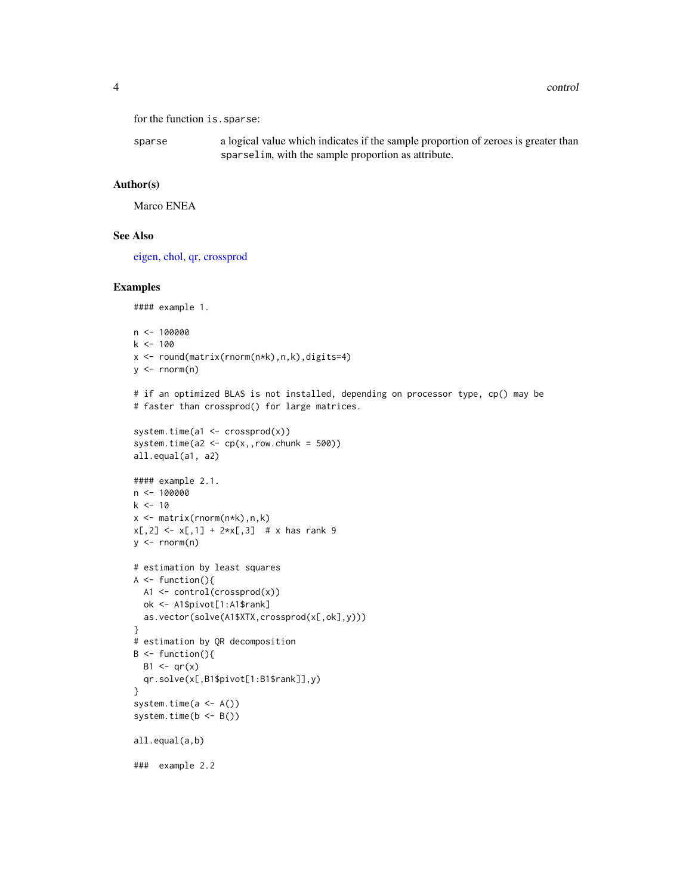for the function `is.sparse`:

`sparse` a logical value which indicates if the sample proportion of zeroes is greater than `sparselim`, with the sample proportion as attribute.

## Author(s)

Marco ENEA

## See Also

eigen, chol, qr, crossprod

## Examples

```
#### example 1.

n <- 100000
k <- 100
x <- round(matrix(rnorm(n*k),n,k),digits=4)
y <- rnorm(n)

# if an optimized BLAS is not installed, depending on processor type, cp() may be
# faster than crossprod() for large matrices.

system.time(a1 <- crossprod(x))
system.time(a2 <- cp(x,,row.chunk = 500))
all.equal(a1, a2)

#### example 2.1.
n <- 100000
k <- 10
x <- matrix(rnorm(n*k),n,k)
x[,2] <- x[,1] + 2*x[,3]  # x has rank 9
y <- rnorm(n)

# estimation by least squares
A <- function(){
  A1 <- control(crossprod(x))
  ok <- A1$pivot[1:A1$rank]
  as.vector(solve(A1$XTX,crossprod(x[,ok],y)))
}
# estimation by QR decomposition
B <- function(){
  B1 <- qr(x)
  qr.solve(x[,B1$pivot[1:B1$rank]],y)
}
system.time(a <- A())
system.time(b <- B())

all.equal(a,b)

###  example 2.2
```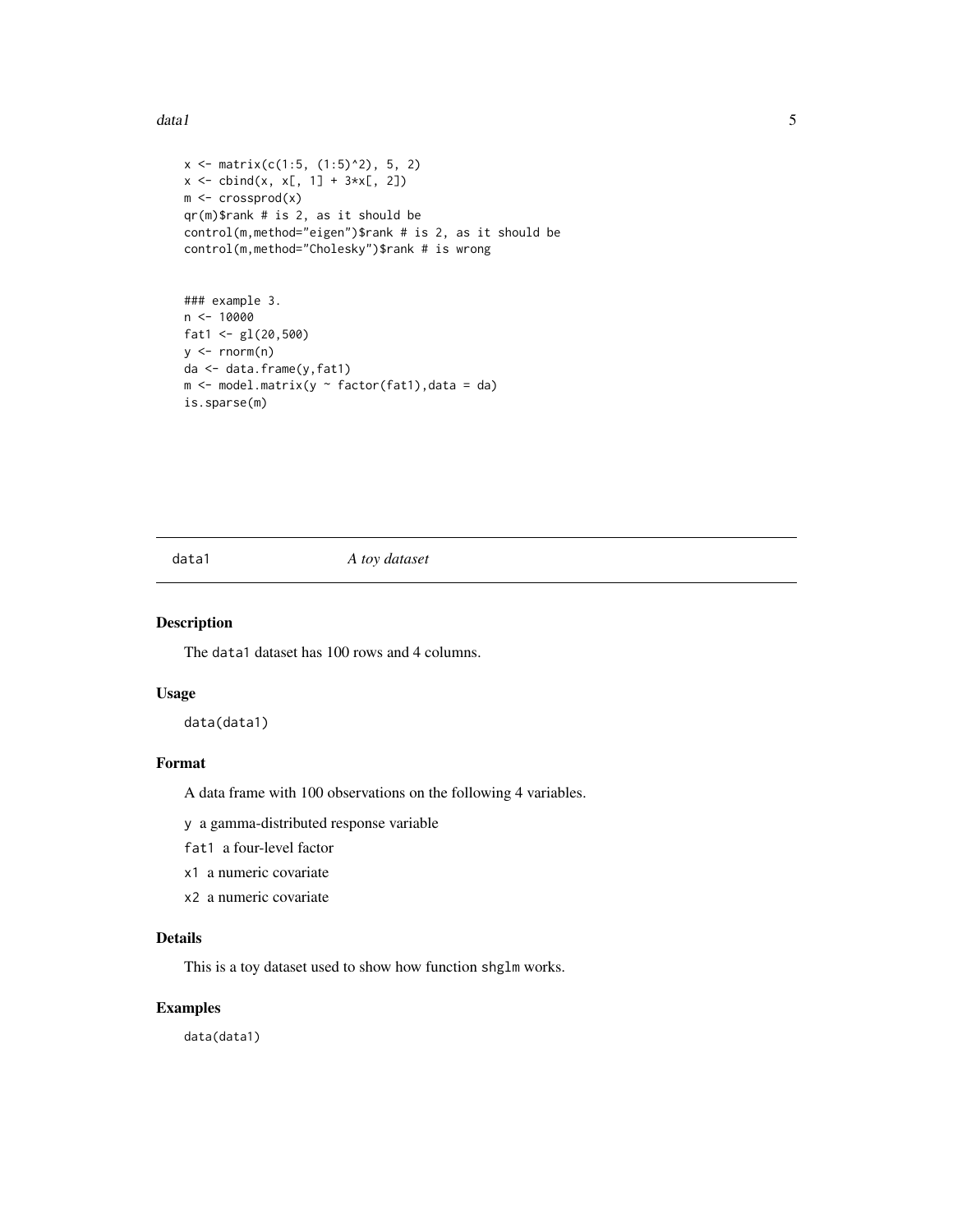```
x <- matrix(c(1:5, (1:5)^2), 5, 2)
x <- cbind(x, x[, 1] + 3*x[, 2])
m <- crossprod(x)
qr(m)$rank # is 2, as it should be
control(m,method="eigen")$rank # is 2, as it should be
control(m,method="Cholesky")$rank # is wrong


### example 3.
n <- 10000
fat1 <- gl(20,500)
y <- rnorm(n)
da <- data.frame(y,fat1)
m <- model.matrix(y ~ factor(fat1),data = da)
is.sparse(m)
```

---

## data1 *A toy dataset*

### Description

The `data1` dataset has 100 rows and 4 columns.

### Usage

```
data(data1)
```

### Format

A data frame with 100 observations on the following 4 variables.

- `y` a gamma-distributed response variable
- `fat1` a four-level factor
- `x1` a numeric covariate
- `x2` a numeric covariate

### Details

This is a toy dataset used to show how function `shglm` works.

### Examples

```
data(data1)
```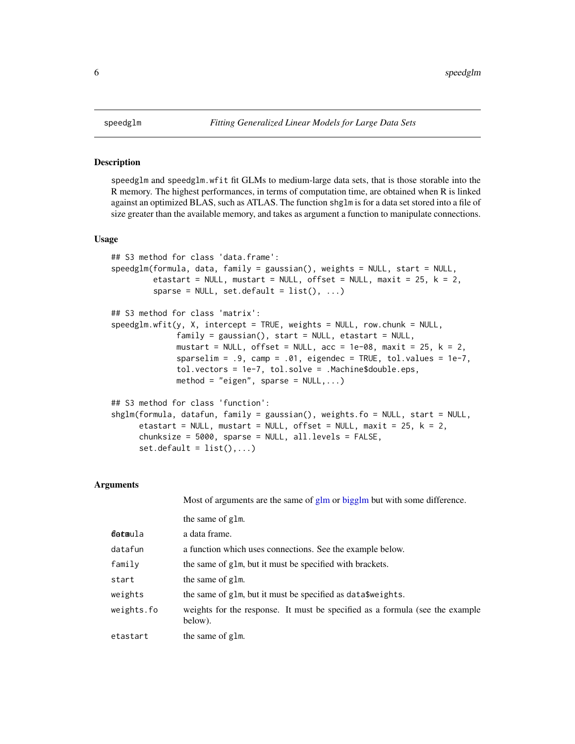## speedglm — *Fitting Generalized Linear Models for Large Data Sets*

### Description

speedglm and speedglm.wfit fit GLMs to medium-large data sets, that is those storable into the R memory. The highest performances, in terms of computation time, are obtained when R is linked against an optimized BLAS, such as ATLAS. The function shglm is for a data set stored into a file of size greater than the available memory, and takes as argument a function to manipulate connections.

### Usage

```
## S3 method for class 'data.frame':
speedglm(formula, data, family = gaussian(), weights = NULL, start = NULL,
         etastart = NULL, mustart = NULL, offset = NULL, maxit = 25, k = 2,
         sparse = NULL, set.default = list(), ...)

## S3 method for class 'matrix':
speedglm.wfit(y, X, intercept = TRUE, weights = NULL, row.chunk = NULL,
              family = gaussian(), start = NULL, etastart = NULL,
              mustart = NULL, offset = NULL, acc = 1e-08, maxit = 25, k = 2,
              sparselim = .9, camp = .01, eigendec = TRUE, tol.values = 1e-7,
              tol.vectors = 1e-7, tol.solve = .Machine$double.eps,
              method = "eigen", sparse = NULL,...)

## S3 method for class 'function':
shglm(formula, datafun, family = gaussian(), weights.fo = NULL, start = NULL,
      etastart = NULL, mustart = NULL, offset = NULL, maxit = 25, k = 2,
      chunksize = 5000, sparse = NULL, all.levels = FALSE,
      set.default = list(),...)
```

### Arguments

Most of arguments are the same of glm or bigglm but with some difference.

| | |
|---|---|
| formula | the same of glm. |
| data | a data frame. |
| datafun | a function which uses connections. See the example below. |
| family | the same of glm, but it must be specified with brackets. |
| start | the same of glm. |
| weights | the same of glm, but it must be specified as data$weights. |
| weights.fo | weights for the response. It must be specified as a formula (see the example below). |
| etastart | the same of glm. |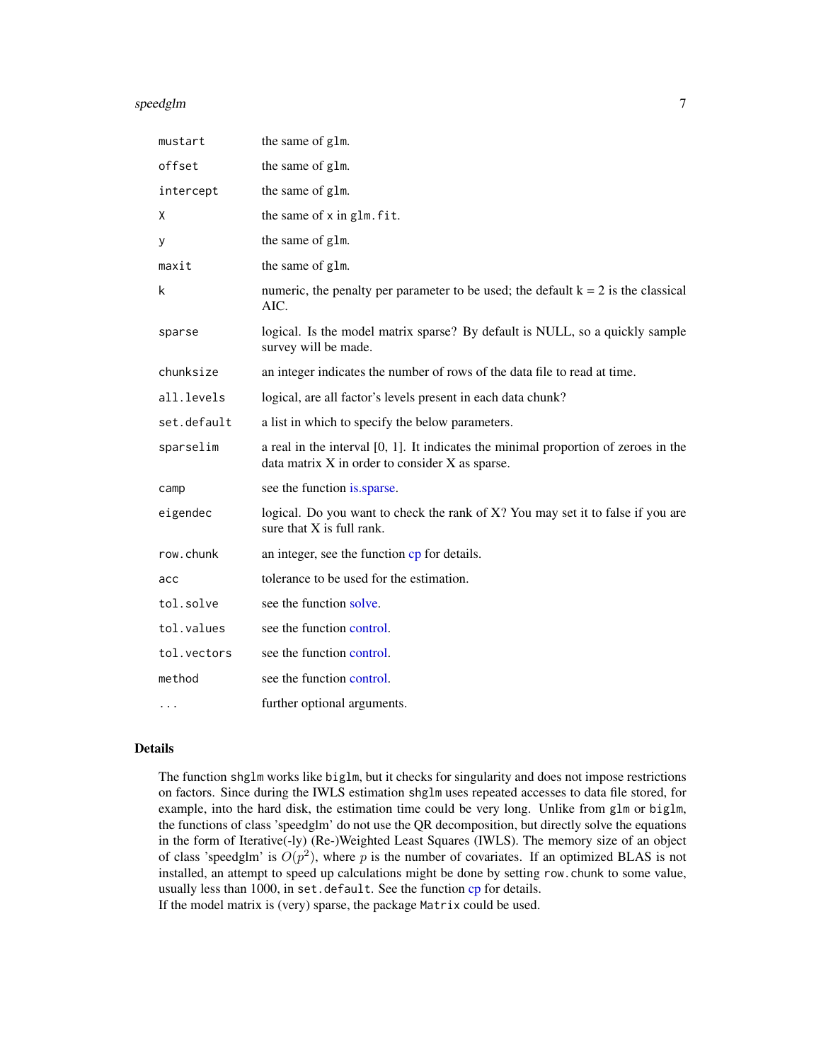| | |
|---|---|
| `mustart` | the same of `glm`. |
| `offset` | the same of `glm`. |
| `intercept` | the same of `glm`. |
| `X` | the same of `x` in `glm.fit`. |
| `y` | the same of `glm`. |
| `maxit` | the same of `glm`. |
| `k` | numeric, the penalty per parameter to be used; the default k = 2 is the classical AIC. |
| `sparse` | logical. Is the model matrix sparse? By default is NULL, so a quickly sample survey will be made. |
| `chunksize` | an integer indicates the number of rows of the data file to read at time. |
| `all.levels` | logical, are all factor's levels present in each data chunk? |
| `set.default` | a list in which to specify the below parameters. |
| `sparselim` | a real in the interval [0, 1]. It indicates the minimal proportion of zeroes in the data matrix X in order to consider X as sparse. |
| `camp` | see the function is.sparse. |
| `eigendec` | logical. Do you want to check the rank of X? You may set it to false if you are sure that X is full rank. |
| `row.chunk` | an integer, see the function cp for details. |
| `acc` | tolerance to be used for the estimation. |
| `tol.solve` | see the function solve. |
| `tol.values` | see the function control. |
| `tol.vectors` | see the function control. |
| `method` | see the function control. |
| `...` | further optional arguments. |

## Details

The function `shglm` works like `biglm`, but it checks for singularity and does not impose restrictions on factors. Since during the IWLS estimation `shglm` uses repeated accesses to data file stored, for example, into the hard disk, the estimation time could be very long. Unlike from `glm` or `biglm`, the functions of class 'speedglm' do not use the QR decomposition, but directly solve the equations in the form of Iterative(-ly) (Re-)Weighted Least Squares (IWLS). The memory size of an object of class 'speedglm' is $O(p^2)$, where $p$ is the number of covariates. If an optimized BLAS is not installed, an attempt to speed up calculations might be done by setting `row.chunk` to some value, usually less than 1000, in `set.default`. See the function cp for details.
If the model matrix is (very) sparse, the package `Matrix` could be used.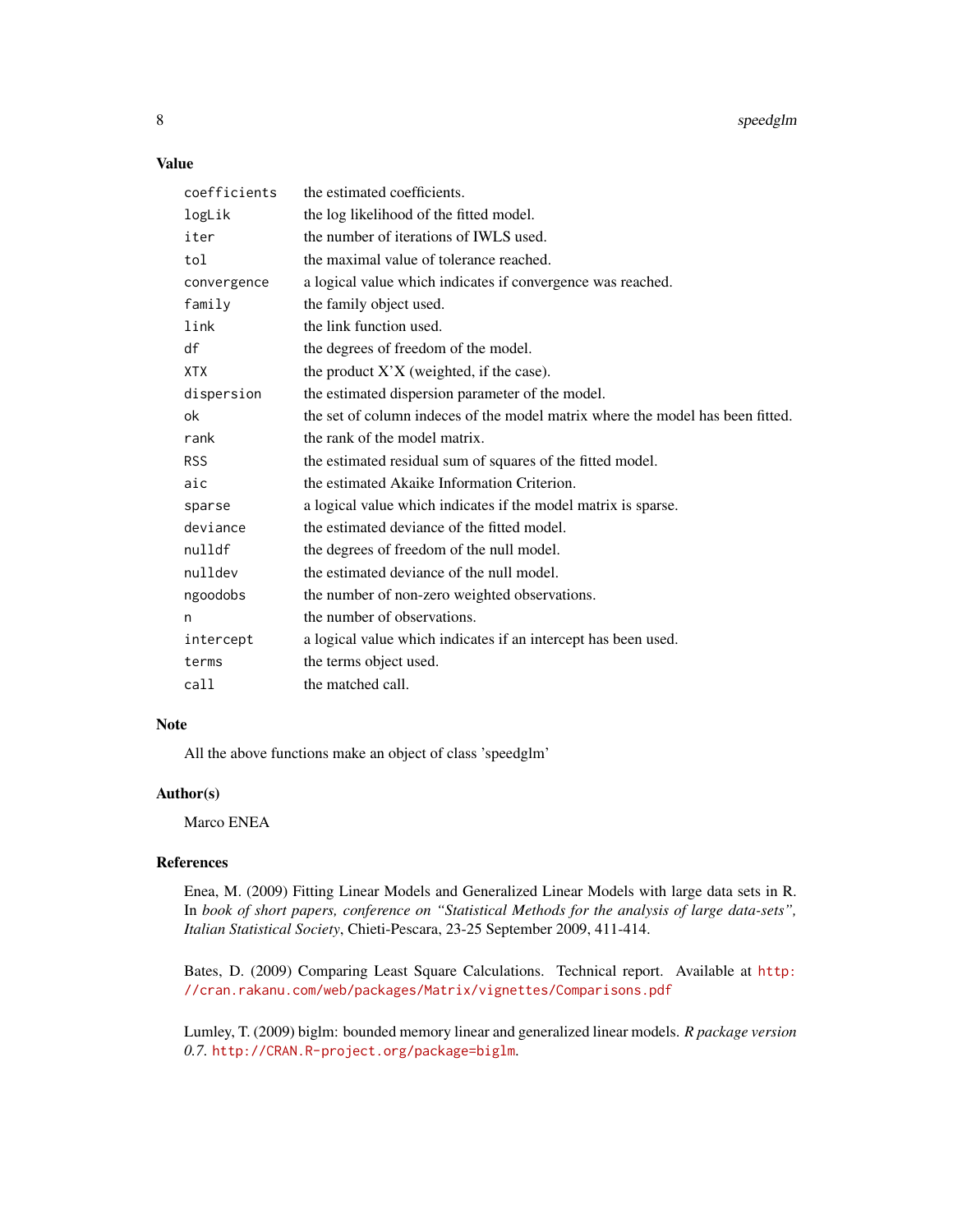## Value

| | |
|---|---|
| `coefficients` | the estimated coefficients. |
| `logLik` | the log likelihood of the fitted model. |
| `iter` | the number of iterations of IWLS used. |
| `tol` | the maximal value of tolerance reached. |
| `convergence` | a logical value which indicates if convergence was reached. |
| `family` | the family object used. |
| `link` | the link function used. |
| `df` | the degrees of freedom of the model. |
| `XTX` | the product X'X (weighted, if the case). |
| `dispersion` | the estimated dispersion parameter of the model. |
| `ok` | the set of column indeces of the model matrix where the model has been fitted. |
| `rank` | the rank of the model matrix. |
| `RSS` | the estimated residual sum of squares of the fitted model. |
| `aic` | the estimated Akaike Information Criterion. |
| `sparse` | a logical value which indicates if the model matrix is sparse. |
| `deviance` | the estimated deviance of the fitted model. |
| `nulldf` | the degrees of freedom of the null model. |
| `nulldev` | the estimated deviance of the null model. |
| `ngoodobs` | the number of non-zero weighted observations. |
| `n` | the number of observations. |
| `intercept` | a logical value which indicates if an intercept has been used. |
| `terms` | the terms object used. |
| `call` | the matched call. |

## Note

All the above functions make an object of class 'speedglm'

## Author(s)

Marco ENEA

## References

Enea, M. (2009) Fitting Linear Models and Generalized Linear Models with large data sets in R. In *book of short papers, conference on "Statistical Methods for the analysis of large data-sets", Italian Statistical Society*, Chieti-Pescara, 23-25 September 2009, 411-414.

Bates, D. (2009) Comparing Least Square Calculations. Technical report. Available at http://cran.rakanu.com/web/packages/Matrix/vignettes/Comparisons.pdf

Lumley, T. (2009) biglm: bounded memory linear and generalized linear models. *R package version 0.7*. http://CRAN.R-project.org/package=biglm.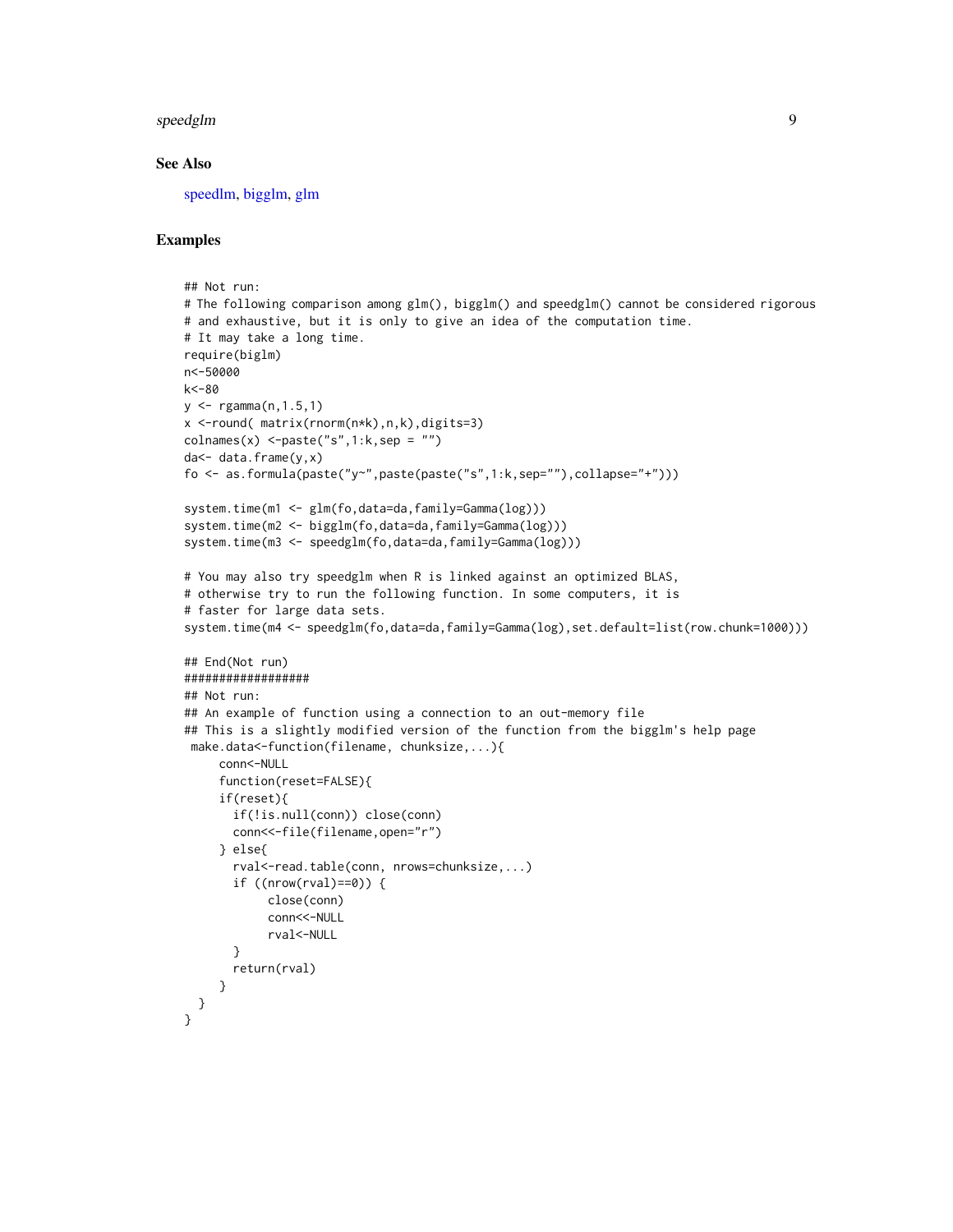### See Also

speedlm, bigglm, glm

### Examples

```
## Not run:
# The following comparison among glm(), bigglm() and speedglm() cannot be considered rigorous
# and exhaustive, but it is only to give an idea of the computation time.
# It may take a long time.
require(biglm)
n<-50000
k<-80
y <- rgamma(n,1.5,1)
x <-round( matrix(rnorm(n*k),n,k),digits=3)
colnames(x) <-paste("s",1:k,sep = "")
da<- data.frame(y,x)
fo <- as.formula(paste("y~",paste(paste("s",1:k,sep=""),collapse="+")))

system.time(m1 <- glm(fo,data=da,family=Gamma(log)))
system.time(m2 <- bigglm(fo,data=da,family=Gamma(log)))
system.time(m3 <- speedglm(fo,data=da,family=Gamma(log)))

# You may also try speedglm when R is linked against an optimized BLAS,
# otherwise try to run the following function. In some computers, it is
# faster for large data sets.
system.time(m4 <- speedglm(fo,data=da,family=Gamma(log),set.default=list(row.chunk=1000)))

## End(Not run)
##################
## Not run:
## An example of function using a connection to an out-memory file
## This is a slightly modified version of the function from the bigglm's help page
 make.data<-function(filename, chunksize,...){
     conn<-NULL
     function(reset=FALSE){
     if(reset){
       if(!is.null(conn)) close(conn)
       conn<<-file(filename,open="r")
     } else{
       rval<-read.table(conn, nrows=chunksize,...)
       if ((nrow(rval)==0)) {
            close(conn)
            conn<<-NULL
            rval<-NULL
       }
       return(rval)
     }
  }
}
```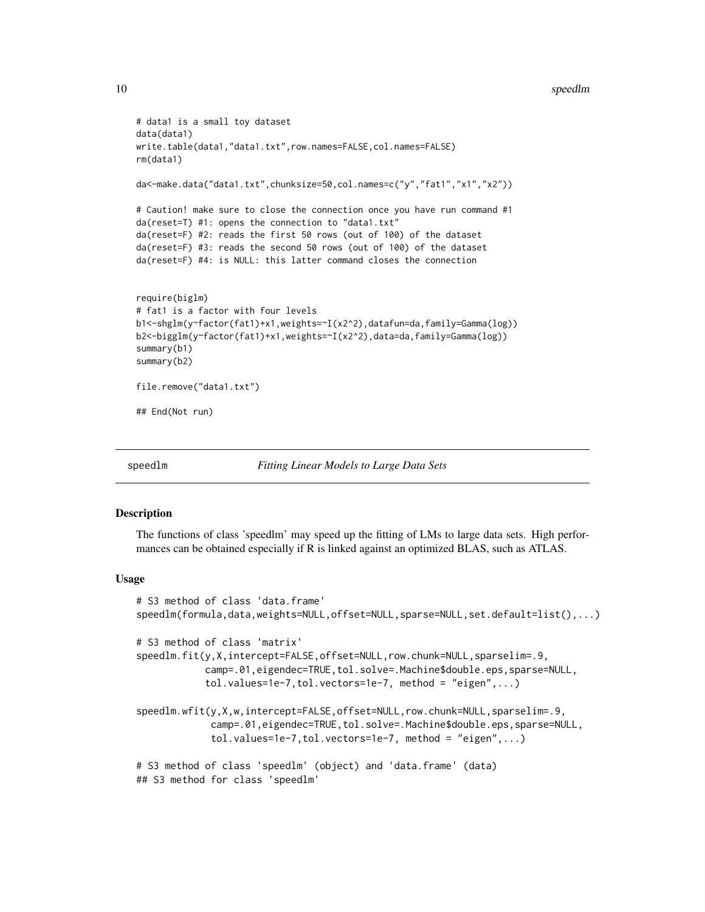```
# data1 is a small toy dataset
data(data1)
write.table(data1,"data1.txt",row.names=FALSE,col.names=FALSE)
rm(data1)

da<-make.data("data1.txt",chunksize=50,col.names=c("y","fat1","x1","x2"))

# Caution! make sure to close the connection once you have run command #1
da(reset=T) #1: opens the connection to "data1.txt"
da(reset=F) #2: reads the first 50 rows (out of 100) of the dataset
da(reset=F) #3: reads the second 50 rows (out of 100) of the dataset
da(reset=F) #4: is NULL: this latter command closes the connection


require(biglm)
# fat1 is a factor with four levels
b1<-shglm(y~factor(fat1)+x1,weights=~I(x2^2),datafun=da,family=Gamma(log))
b2<-bigglm(y~factor(fat1)+x1,weights=~I(x2^2),data=da,family=Gamma(log))
summary(b1)
summary(b2)

file.remove("data1.txt")

## End(Not run)
```

# speedlm *Fitting Linear Models to Large Data Sets*

## Description

The functions of class 'speedlm' may speed up the fitting of LMs to large data sets. High performances can be obtained especially if R is linked against an optimized BLAS, such as ATLAS.

## Usage

```
# S3 method of class 'data.frame'
speedlm(formula,data,weights=NULL,offset=NULL,sparse=NULL,set.default=list(),...)

# S3 method of class 'matrix'
speedlm.fit(y,X,intercept=FALSE,offset=NULL,row.chunk=NULL,sparselim=.9,
            camp=.01,eigendec=TRUE,tol.solve=.Machine$double.eps,sparse=NULL,
            tol.values=1e-7,tol.vectors=1e-7, method = "eigen",...)

speedlm.wfit(y,X,w,intercept=FALSE,offset=NULL,row.chunk=NULL,sparselim=.9,
             camp=.01,eigendec=TRUE,tol.solve=.Machine$double.eps,sparse=NULL,
             tol.values=1e-7,tol.vectors=1e-7, method = "eigen",...)

# S3 method of class 'speedlm' (object) and 'data.frame' (data)
## S3 method for class 'speedlm'
```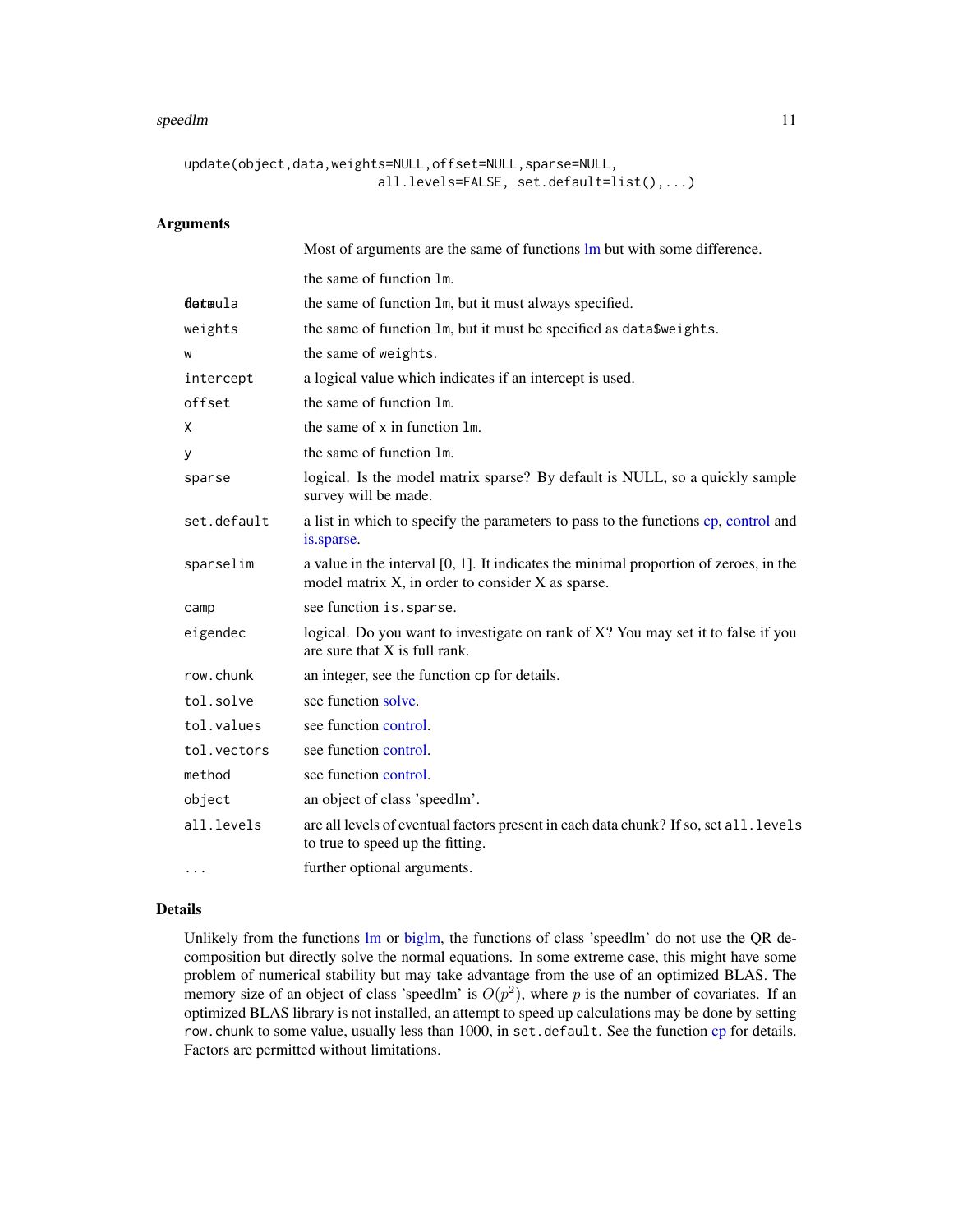```
update(object,data,weights=NULL,offset=NULL,sparse=NULL,
                        all.levels=FALSE, set.default=list(),...)
```

### Arguments

| | |
|---|---|
| | Most of arguments are the same of functions lm but with some difference. |
| formula | the same of function lm. |
| data | the same of function lm, but it must always specified. |
| weights | the same of function lm, but it must be specified as data$weights. |
| w | the same of weights. |
| intercept | a logical value which indicates if an intercept is used. |
| offset | the same of function lm. |
| X | the same of x in function lm. |
| y | the same of function lm. |
| sparse | logical. Is the model matrix sparse? By default is NULL, so a quickly sample survey will be made. |
| set.default | a list in which to specify the parameters to pass to the functions cp, control and is.sparse. |
| sparselim | a value in the interval [0, 1]. It indicates the minimal proportion of zeroes, in the model matrix X, in order to consider X as sparse. |
| camp | see function is.sparse. |
| eigendec | logical. Do you want to investigate on rank of X? You may set it to false if you are sure that X is full rank. |
| row.chunk | an integer, see the function cp for details. |
| tol.solve | see function solve. |
| tol.values | see function control. |
| tol.vectors | see function control. |
| method | see function control. |
| object | an object of class 'speedlm'. |
| all.levels | are all levels of eventual factors present in each data chunk? If so, set all.levels to true to speed up the fitting. |
| ... | further optional arguments. |

### Details

Unlikely from the functions lm or biglm, the functions of class 'speedlm' do not use the QR decomposition but directly solve the normal equations. In some extreme case, this might have some problem of numerical stability but may take advantage from the use of an optimized BLAS. The memory size of an object of class 'speedlm' is $O(p^2)$, where $p$ is the number of covariates. If an optimized BLAS library is not installed, an attempt to speed up calculations may be done by setting row.chunk to some value, usually less than 1000, in set.default. See the function cp for details. Factors are permitted without limitations.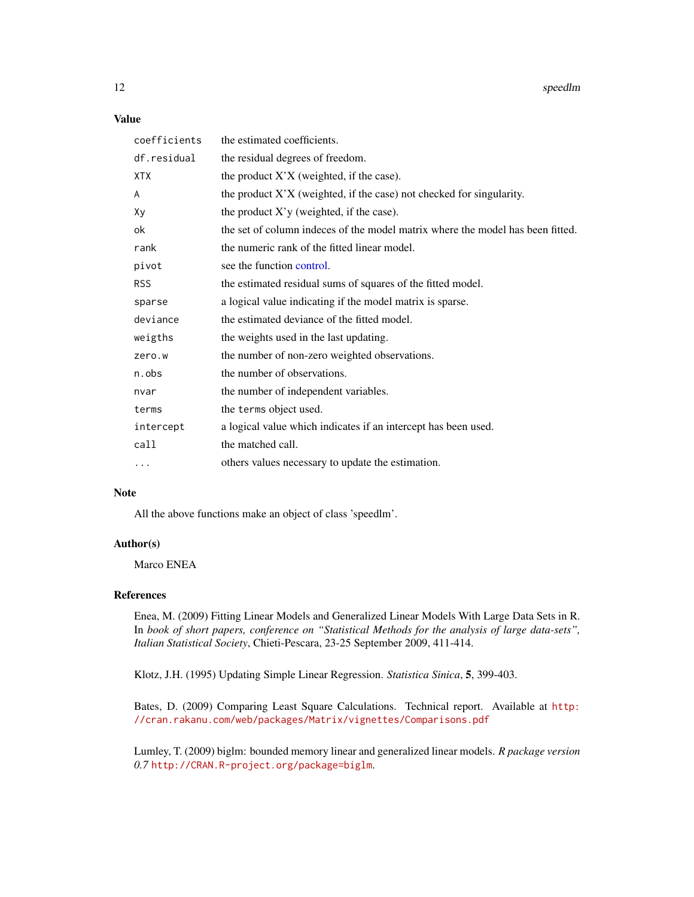## Value

| | |
|---|---|
| `coefficients` | the estimated coefficients. |
| `df.residual` | the residual degrees of freedom. |
| `XTX` | the product X'X (weighted, if the case). |
| `A` | the product X'X (weighted, if the case) not checked for singularity. |
| `Xy` | the product X'y (weighted, if the case). |
| `ok` | the set of column indeces of the model matrix where the model has been fitted. |
| `rank` | the numeric rank of the fitted linear model. |
| `pivot` | see the function control. |
| `RSS` | the estimated residual sums of squares of the fitted model. |
| `sparse` | a logical value indicating if the model matrix is sparse. |
| `deviance` | the estimated deviance of the fitted model. |
| `weigths` | the weights used in the last updating. |
| `zero.w` | the number of non-zero weighted observations. |
| `n.obs` | the number of observations. |
| `nvar` | the number of independent variables. |
| `terms` | the `terms` object used. |
| `intercept` | a logical value which indicates if an intercept has been used. |
| `call` | the matched call. |
| `...` | others values necessary to update the estimation. |

## Note

All the above functions make an object of class 'speedlm'.

## Author(s)

Marco ENEA

## References

Enea, M. (2009) Fitting Linear Models and Generalized Linear Models With Large Data Sets in R. In *book of short papers, conference on "Statistical Methods for the analysis of large data-sets", Italian Statistical Society*, Chieti-Pescara, 23-25 September 2009, 411-414.

Klotz, J.H. (1995) Updating Simple Linear Regression. *Statistica Sinica*, **5**, 399-403.

Bates, D. (2009) Comparing Least Square Calculations. Technical report. Available at http://cran.rakanu.com/web/packages/Matrix/vignettes/Comparisons.pdf

Lumley, T. (2009) biglm: bounded memory linear and generalized linear models. *R package version 0.7* http://CRAN.R-project.org/package=biglm.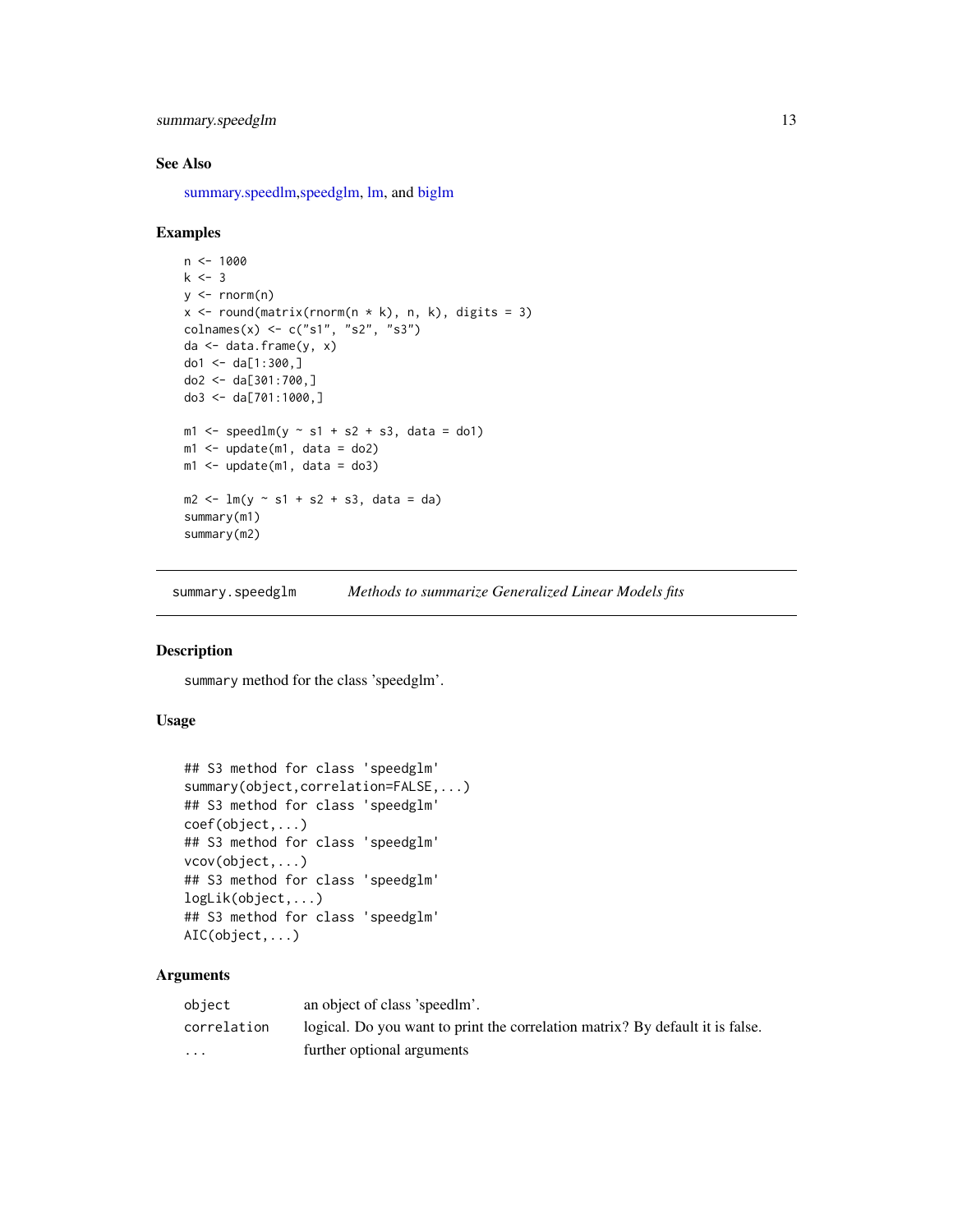### See Also

summary.speedlm,speedglm, lm, and biglm

### Examples

```
n <- 1000
k <- 3
y <- rnorm(n)
x <- round(matrix(rnorm(n * k), n, k), digits = 3)
colnames(x) <- c("s1", "s2", "s3")
da <- data.frame(y, x)
do1 <- da[1:300,]
do2 <- da[301:700,]
do3 <- da[701:1000,]

m1 <- speedlm(y ~ s1 + s2 + s3, data = do1)
m1 <- update(m1, data = do2)
m1 <- update(m1, data = do3)

m2 <- lm(y ~ s1 + s2 + s3, data = da)
summary(m1)
summary(m2)
```

---

## summary.speedglm — *Methods to summarize Generalized Linear Models fits*

### Description

summary method for the class 'speedglm'.

### Usage

```
## S3 method for class 'speedglm'
summary(object,correlation=FALSE,...)
## S3 method for class 'speedglm'
coef(object,...)
## S3 method for class 'speedglm'
vcov(object,...)
## S3 method for class 'speedglm'
logLik(object,...)
## S3 method for class 'speedglm'
AIC(object,...)
```

### Arguments

| | |
|---|---|
| object | an object of class 'speedlm'. |
| correlation | logical. Do you want to print the correlation matrix? By default it is false. |
| ... | further optional arguments |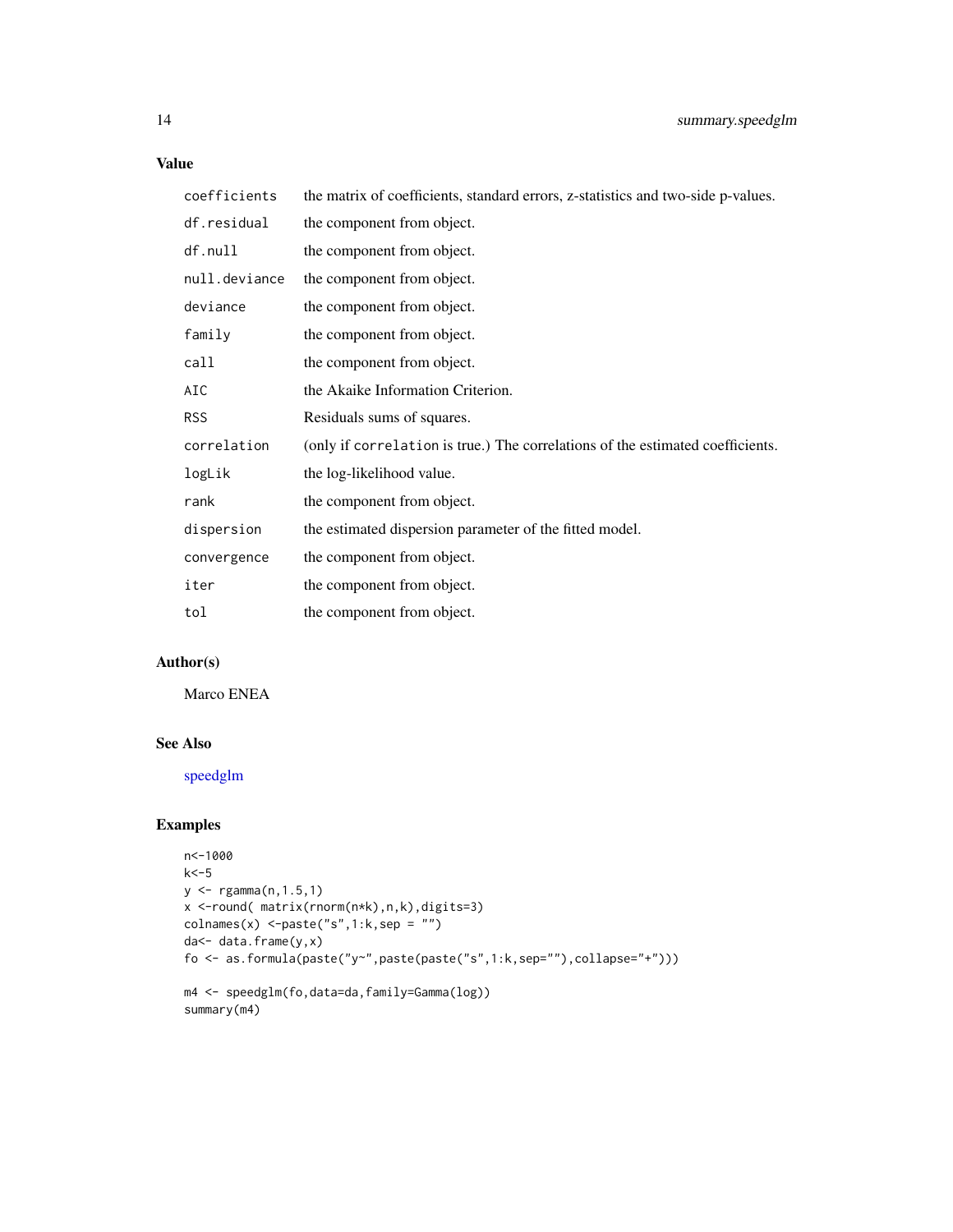## Value

| | |
|---|---|
| coefficients | the matrix of coefficients, standard errors, z-statistics and two-side p-values. |
| df.residual | the component from object. |
| df.null | the component from object. |
| null.deviance | the component from object. |
| deviance | the component from object. |
| family | the component from object. |
| call | the component from object. |
| AIC | the Akaike Information Criterion. |
| RSS | Residuals sums of squares. |
| correlation | (only if `correlation` is true.) The correlations of the estimated coefficients. |
| logLik | the log-likelihood value. |
| rank | the component from object. |
| dispersion | the estimated dispersion parameter of the fitted model. |
| convergence | the component from object. |
| iter | the component from object. |
| tol | the component from object. |

## Author(s)

Marco ENEA

## See Also

speedglm

## Examples

```
n<-1000
k<-5
y <- rgamma(n,1.5,1)
x <-round( matrix(rnorm(n*k),n,k),digits=3)
colnames(x) <-paste("s",1:k,sep = "")
da<- data.frame(y,x)
fo <- as.formula(paste("y~",paste(paste("s",1:k,sep=""),collapse="+")))

m4 <- speedglm(fo,data=da,family=Gamma(log))
summary(m4)
```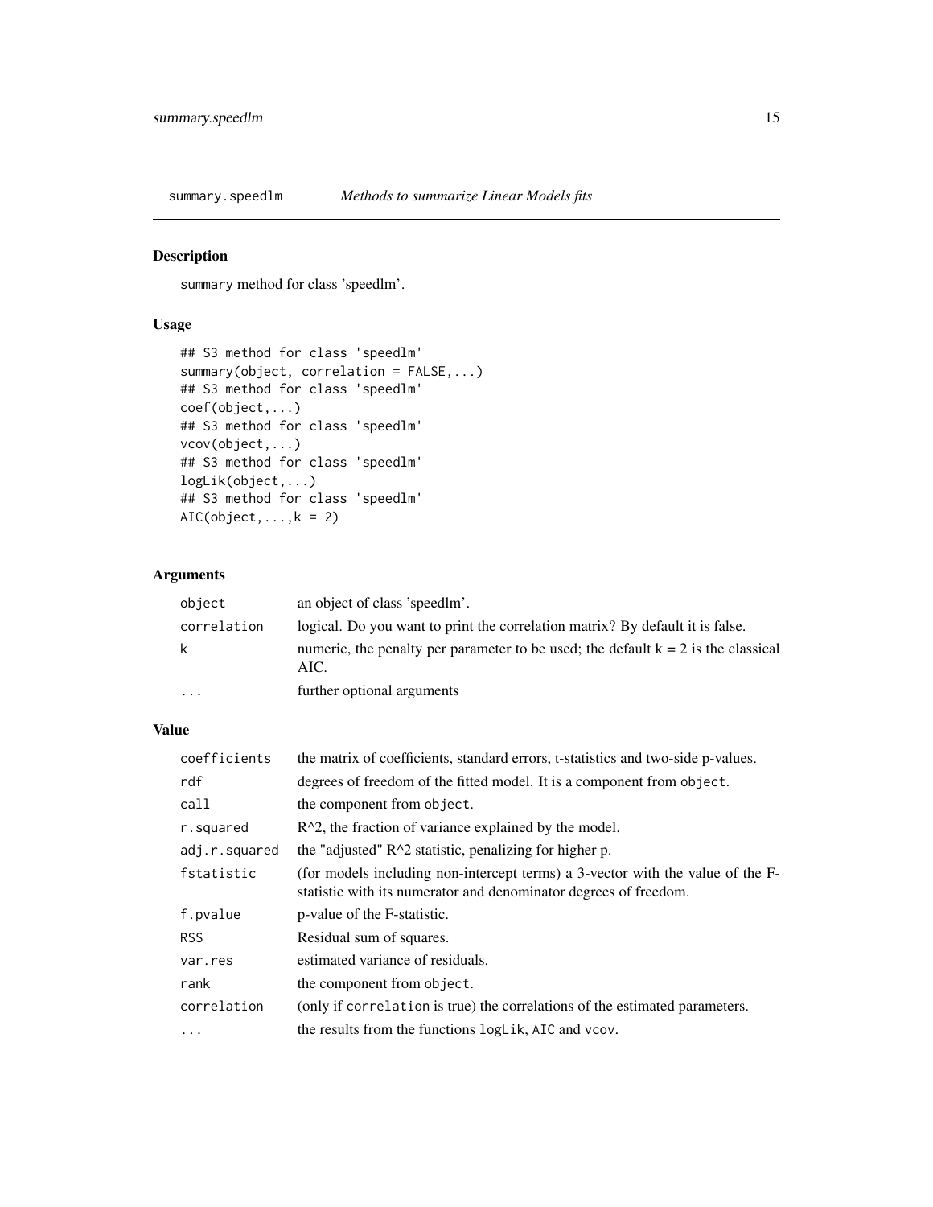summary.speedlm — *Methods to summarize Linear Models fits*

## Description

summary method for class 'speedlm'.

## Usage

```
## S3 method for class 'speedlm'
summary(object, correlation = FALSE,...)
## S3 method for class 'speedlm'
coef(object,...)
## S3 method for class 'speedlm'
vcov(object,...)
## S3 method for class 'speedlm'
logLik(object,...)
## S3 method for class 'speedlm'
AIC(object,...,k = 2)
```

## Arguments

| | |
|---|---|
| `object` | an object of class 'speedlm'. |
| `correlation` | logical. Do you want to print the correlation matrix? By default it is false. |
| `k` | numeric, the penalty per parameter to be used; the default k = 2 is the classical AIC. |
| `...` | further optional arguments |

## Value

| | |
|---|---|
| `coefficients` | the matrix of coefficients, standard errors, t-statistics and two-side p-values. |
| `rdf` | degrees of freedom of the fitted model. It is a component from `object`. |
| `call` | the component from `object`. |
| `r.squared` | R^2, the fraction of variance explained by the model. |
| `adj.r.squared` | the "adjusted" R^2 statistic, penalizing for higher p. |
| `fstatistic` | (for models including non-intercept terms) a 3-vector with the value of the F-statistic with its numerator and denominator degrees of freedom. |
| `f.pvalue` | p-value of the F-statistic. |
| `RSS` | Residual sum of squares. |
| `var.res` | estimated variance of residuals. |
| `rank` | the component from `object`. |
| `correlation` | (only if `correlation` is true) the correlations of the estimated parameters. |
| `...` | the results from the functions `logLik`, `AIC` and `vcov`. |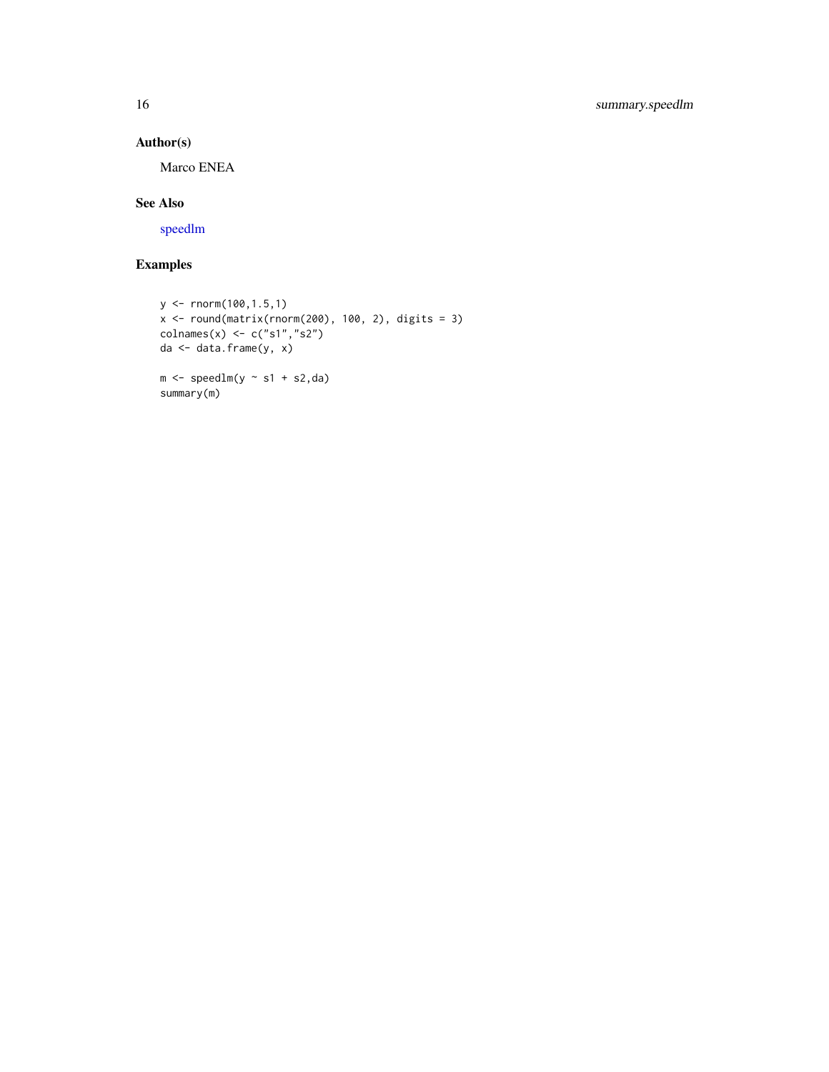## Author(s)

Marco ENEA

## See Also

speedlm

## Examples

```
y <- rnorm(100,1.5,1)
x <- round(matrix(rnorm(200), 100, 2), digits = 3)
colnames(x) <- c("s1","s2")
da <- data.frame(y, x)

m <- speedlm(y ~ s1 + s2,da)
summary(m)
```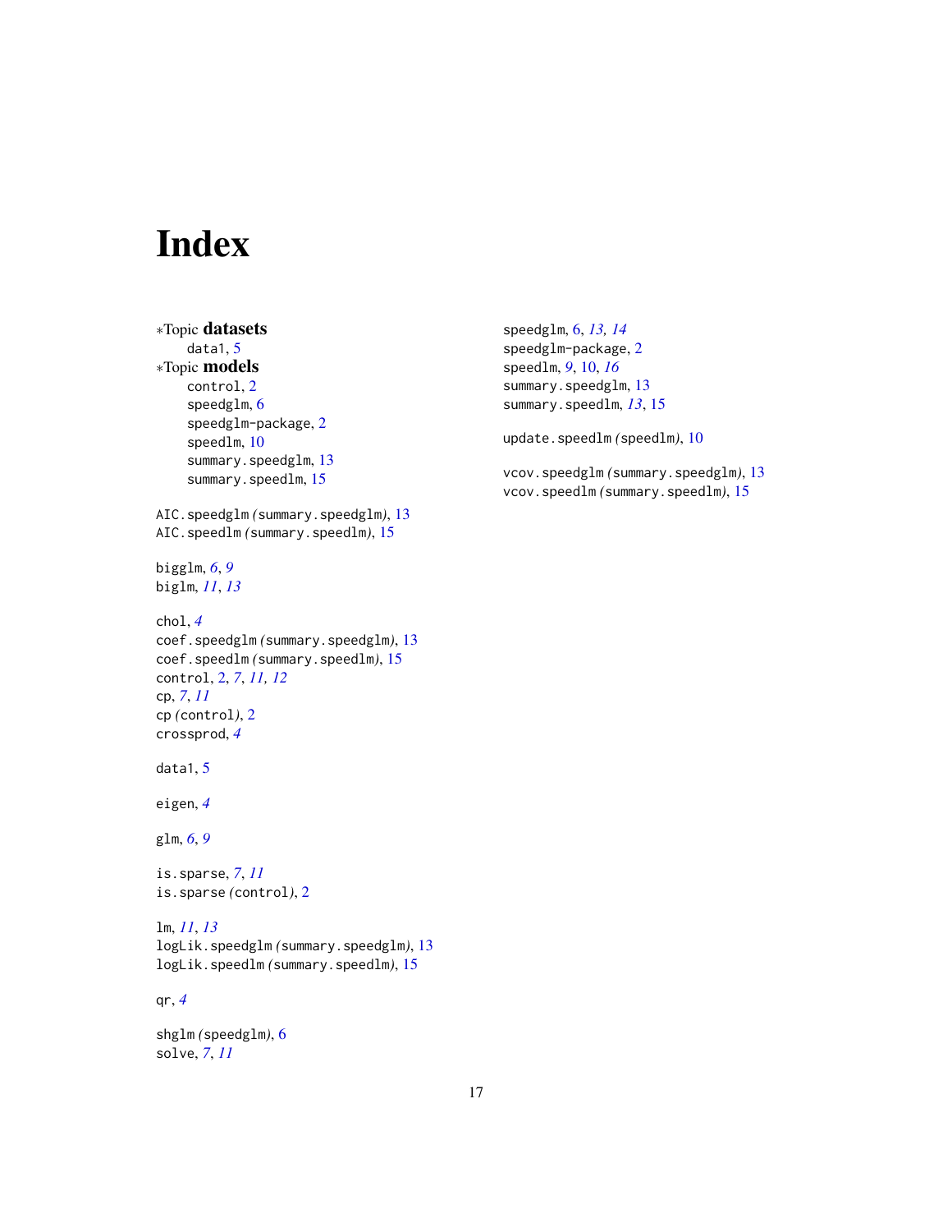# Index

*Topic **datasets**
- data1, 5

*Topic **models**
- control, 2
- speedglm, 6
- speedglm-package, 2
- speedlm, 10
- summary.speedglm, 13
- summary.speedlm, 15

AIC.speedglm (summary.speedglm), 13
AIC.speedlm (summary.speedlm), 15

bigglm, *6*, *9*
biglm, *11*, *13*

chol, *4*
coef.speedglm (summary.speedglm), 13
coef.speedlm (summary.speedlm), 15
control, 2, *7*, *11*, *12*
cp, *7*, *11*
cp (control), 2
crossprod, *4*

data1, 5

eigen, *4*

glm, *6*, *9*

is.sparse, *7*, *11*
is.sparse (control), 2

lm, *11*, *13*
logLik.speedglm (summary.speedglm), 13
logLik.speedlm (summary.speedlm), 15

qr, *4*

shglm (speedglm), 6
solve, *7*, *11*
speedglm, 6, *13*, *14*
speedglm-package, 2
speedlm, *9*, 10, *16*
summary.speedglm, 13
summary.speedlm, *13*, 15

update.speedlm (speedlm), 10

vcov.speedglm (summary.speedglm), 13
vcov.speedlm (summary.speedlm), 15